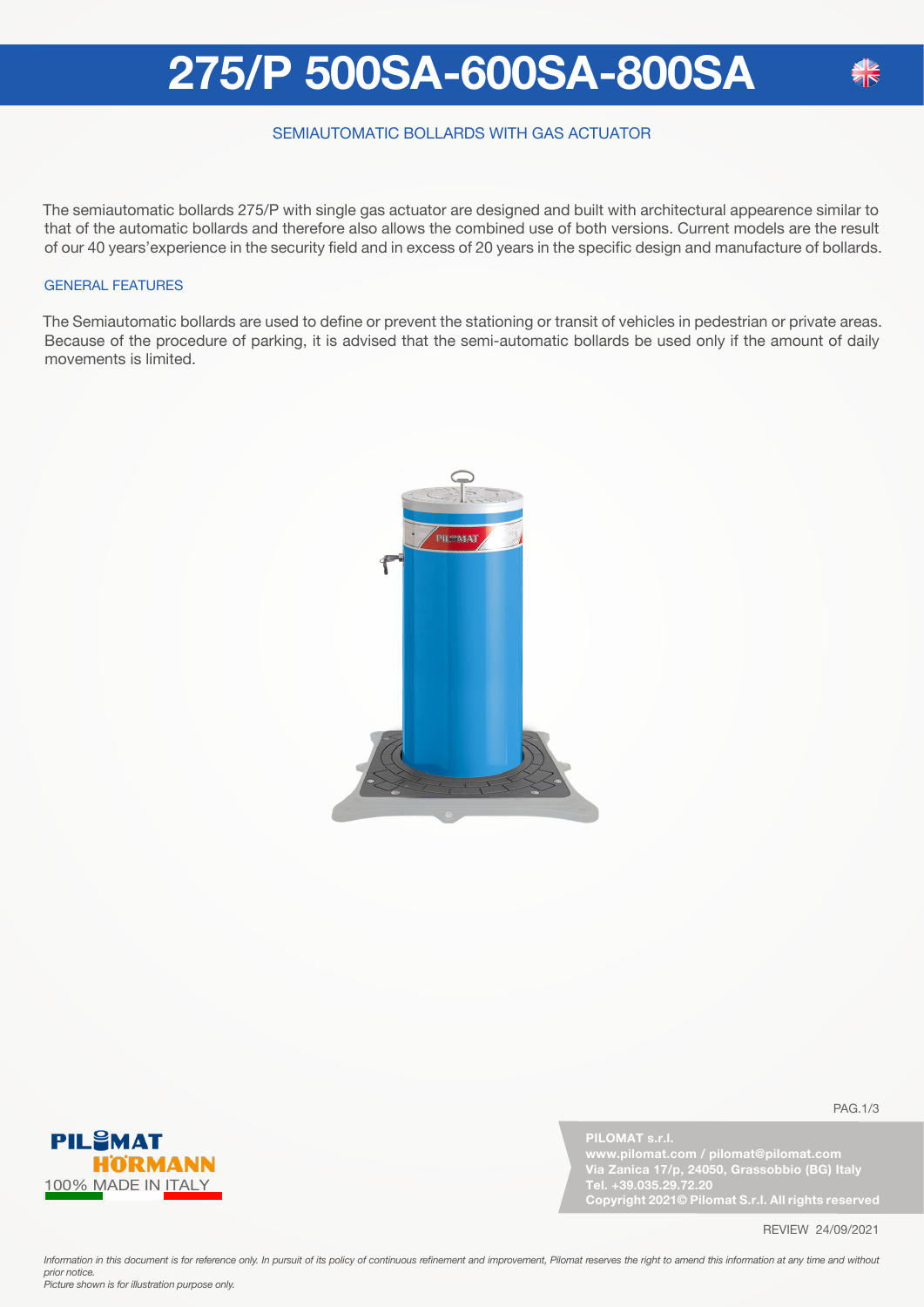# 275/P 500SA-600SA-800SA

SEMIAUTOMATIC BOLLARDS WITH GAS ACTUATOR

The semiautomatic bollards 275/P with single gas actuator are designed and built with architectural appearence similar to that of the automatic bollards and therefore also allows the combined use of both versions. Current models are the result of our 40 years'experience in the security field and in excess of 20 years in the specific design and manufacture of bollards.

## GENERAL FEATURES

The Semiautomatic bollards are used to define or prevent the stationing or transit of vehicles in pedestrian or private areas. Because of the procedure of parking, it is advised that the semi-automatic bollards be used only if the amount of daily movements is limited.

PILOMAT
HÖRMANN
100% MADE IN ITALY

**PILOMAT s.r.l.**
**www.pilomat.com / pilomat@pilomat.com**
**Via Zanica 17/p, 24050, Grassobbio (BG) Italy**
**Tel. +39.035.29.72.20**
**Copyright 2021© Pilomat S.r.l. All rights reserved**

REVIEW 24/09/2021

*Information in this document is for reference only. In pursuit of its policy of continuous refinement and improvement, Pilomat reserves the right to amend this information at any time and without prior notice.*
*Picture shown is for illustration purpose only.*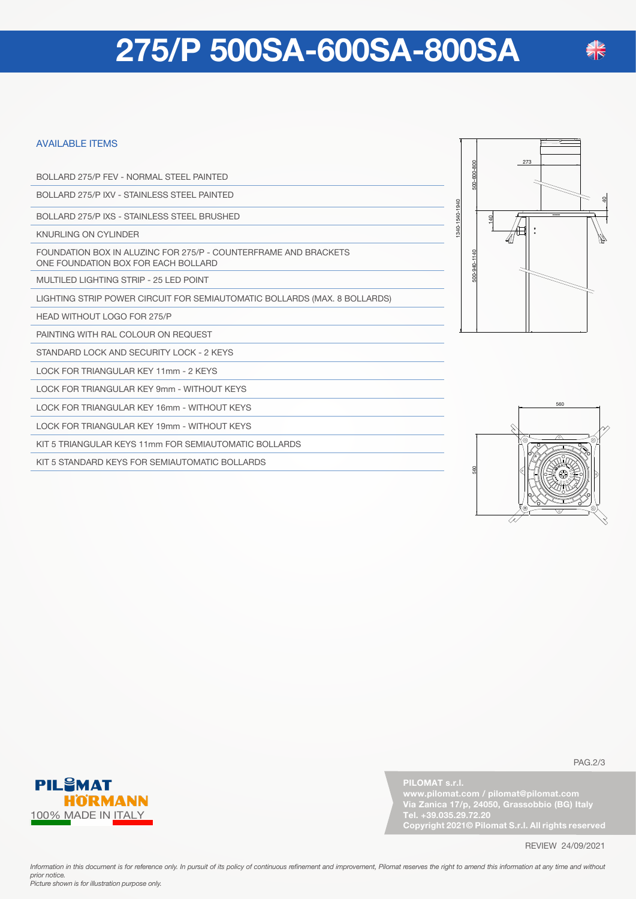# 275/P 500SA-600SA-800SA

## AVAILABLE ITEMS

- BOLLARD 275/P FEV - NORMAL STEEL PAINTED
- BOLLARD 275/P IXV - STAINLESS STEEL PAINTED
- BOLLARD 275/P IXS - STAINLESS STEEL BRUSHED
- KNURLING ON CYLINDER
- FOUNDATION BOX IN ALUZINC FOR 275/P - COUNTERFRAME AND BRACKETS ONE FOUNDATION BOX FOR EACH BOLLARD
- MULTILED LIGHTING STRIP - 25 LED POINT
- LIGHTING STRIP POWER CIRCUIT FOR SEMIAUTOMATIC BOLLARDS (MAX. 8 BOLLARDS)
- HEAD WITHOUT LOGO FOR 275/P
- PAINTING WITH RAL COLOUR ON REQUEST
- STANDARD LOCK AND SECURITY LOCK - 2 KEYS
- LOCK FOR TRIANGULAR KEY 11mm - 2 KEYS
- LOCK FOR TRIANGULAR KEY 9mm - WITHOUT KEYS
- LOCK FOR TRIANGULAR KEY 16mm - WITHOUT KEYS
- LOCK FOR TRIANGULAR KEY 19mm - WITHOUT KEYS
- KIT 5 TRIANGULAR KEYS 11mm FOR SEMIAUTOMATIC BOLLARDS
- KIT 5 STANDARD KEYS FOR SEMIAUTOMATIC BOLLARDS

PILOMAT HÖRMANN
100% MADE IN ITALY

**PILOMAT s.r.l.**
**www.pilomat.com / pilomat@pilomat.com**
**Via Zanica 17/p, 24050, Grassobbio (BG) Italy**
**Tel. +39.035.29.72.20**
**Copyright 2021© Pilomat S.r.l. All rights reserved**

REVIEW 24/09/2021

*Information in this document is for reference only. In pursuit of its policy of continuous refinement and improvement, Pilomat reserves the right to amend this information at any time and without prior notice.*
*Picture shown is for illustration purpose only.*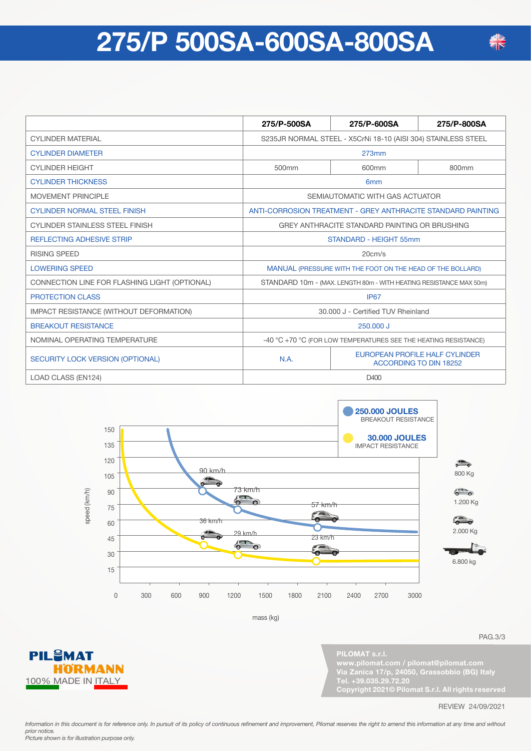# 275/P 500SA-600SA-800SA

| | 275/P-500SA | 275/P-600SA | 275/P-800SA |
|---|---|---|---|
| CYLINDER MATERIAL | S235JR NORMAL STEEL - X5CrNi 18-10 (AISI 304) STAINLESS STEEL | | |
| CYLINDER DIAMETER | 273mm | | |
| CYLINDER HEIGHT | 500mm | 600mm | 800mm |
| CYLINDER THICKNESS | 6mm | | |
| MOVEMENT PRINCIPLE | SEMIAUTOMATIC WITH GAS ACTUATOR | | |
| CYLINDER NORMAL STEEL FINISH | ANTI-CORROSION TREATMENT - GREY ANTHRACITE STANDARD PAINTING | | |
| CYLINDER STAINLESS STEEL FINISH | GREY ANTHRACITE STANDARD PAINTING OR BRUSHING | | |
| REFLECTING ADHESIVE STRIP | STANDARD - HEIGHT 55mm | | |
| RISING SPEED | 20cm/s | | |
| LOWERING SPEED | MANUAL (PRESSURE WITH THE FOOT ON THE HEAD OF THE BOLLARD) | | |
| CONNECTION LINE FOR FLASHING LIGHT (OPTIONAL) | STANDARD 10m - (MAX. LENGTH 80m - WITH HEATING RESISTANCE MAX 50m) | | |
| PROTECTION CLASS | IP67 | | |
| IMPACT RESISTANCE (WITHOUT DEFORMATION) | 30.000 J - Certified TUV Rheinland | | |
| BREAKOUT RESISTANCE | 250.000 J | | |
| NOMINAL OPERATING TEMPERATURE | -40 °C +70 °C (FOR LOW TEMPERATURES SEE THE HEATING RESISTANCE) | | |
| SECURITY LOCK VERSION (OPTIONAL) | N.A. | EUROPEAN PROFILE HALF CYLINDER ACCORDING TO DIN 18252 | |
| LOAD CLASS (EN124) | D400 | | |

250.000 JOULES
BREAKOUT RESISTANCE

30.000 JOULES
IMPACT RESISTANCE

speed (km/h)

150
135
120
105
90
75
60
45
30
15

0
300
600
900
1200
1500
1800
2100
2400
2700
3000

mass (kg)

90 km/h
73 km/h
57 km/h
36 km/h
29 km/h
23 km/h

800 Kg
1.200 Kg
2.000 Kg
6.800 kg

PILOMAT
HÖRMANN
100% MADE IN ITALY

PILOMAT s.r.l.
www.pilomat.com / pilomat@pilomat.com
Via Zanica 17/p, 24050, Grassobbio (BG) Italy
Tel. +39.035.29.72.20
Copyright 2021© Pilomat S.r.l. All rights reserved

REVIEW 24/09/2021

*Information in this document is for reference only. In pursuit of its policy of continuous refinement and improvement, Pilomat reserves the right to amend this information at any time and without prior notice.*
*Picture shown is for illustration purpose only.*